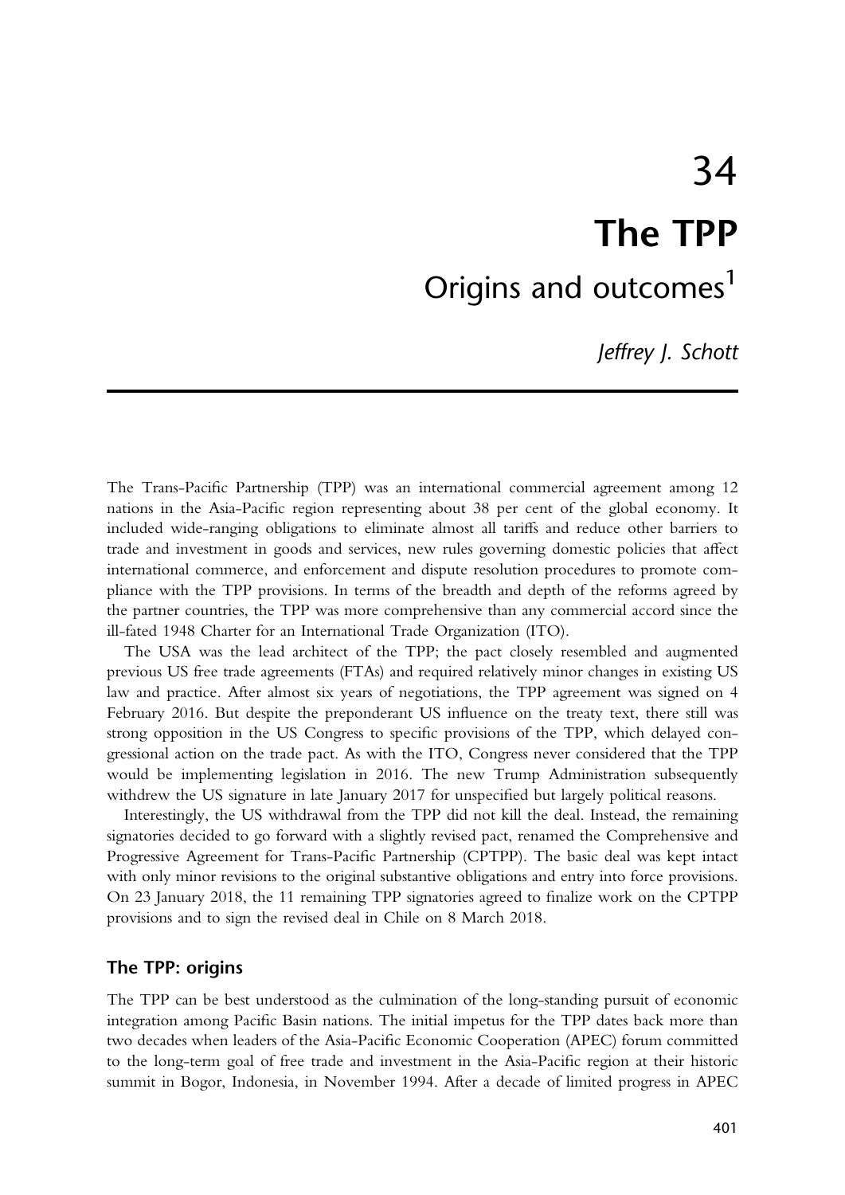# 34

# The TPP

## Origins and outcomes[1]

*Jeffrey J. Schott*

The Trans-Pacific Partnership (TPP) was an international commercial agreement among 12 nations in the Asia-Pacific region representing about 38 per cent of the global economy. It included wide-ranging obligations to eliminate almost all tariffs and reduce other barriers to trade and investment in goods and services, new rules governing domestic policies that affect international commerce, and enforcement and dispute resolution procedures to promote compliance with the TPP provisions. In terms of the breadth and depth of the reforms agreed by the partner countries, the TPP was more comprehensive than any commercial accord since the ill-fated 1948 Charter for an International Trade Organization (ITO).

The USA was the lead architect of the TPP; the pact closely resembled and augmented previous US free trade agreements (FTAs) and required relatively minor changes in existing US law and practice. After almost six years of negotiations, the TPP agreement was signed on 4 February 2016. But despite the preponderant US influence on the treaty text, there still was strong opposition in the US Congress to specific provisions of the TPP, which delayed congressional action on the trade pact. As with the ITO, Congress never considered that the TPP would be implementing legislation in 2016. The new Trump Administration subsequently withdrew the US signature in late January 2017 for unspecified but largely political reasons.

Interestingly, the US withdrawal from the TPP did not kill the deal. Instead, the remaining signatories decided to go forward with a slightly revised pact, renamed the Comprehensive and Progressive Agreement for Trans-Pacific Partnership (CPTPP). The basic deal was kept intact with only minor revisions to the original substantive obligations and entry into force provisions. On 23 January 2018, the 11 remaining TPP signatories agreed to finalize work on the CPTPP provisions and to sign the revised deal in Chile on 8 March 2018.

### The TPP: origins

The TPP can be best understood as the culmination of the long-standing pursuit of economic integration among Pacific Basin nations. The initial impetus for the TPP dates back more than two decades when leaders of the Asia-Pacific Economic Cooperation (APEC) forum committed to the long-term goal of free trade and investment in the Asia-Pacific region at their historic summit in Bogor, Indonesia, in November 1994. After a decade of limited progress in APEC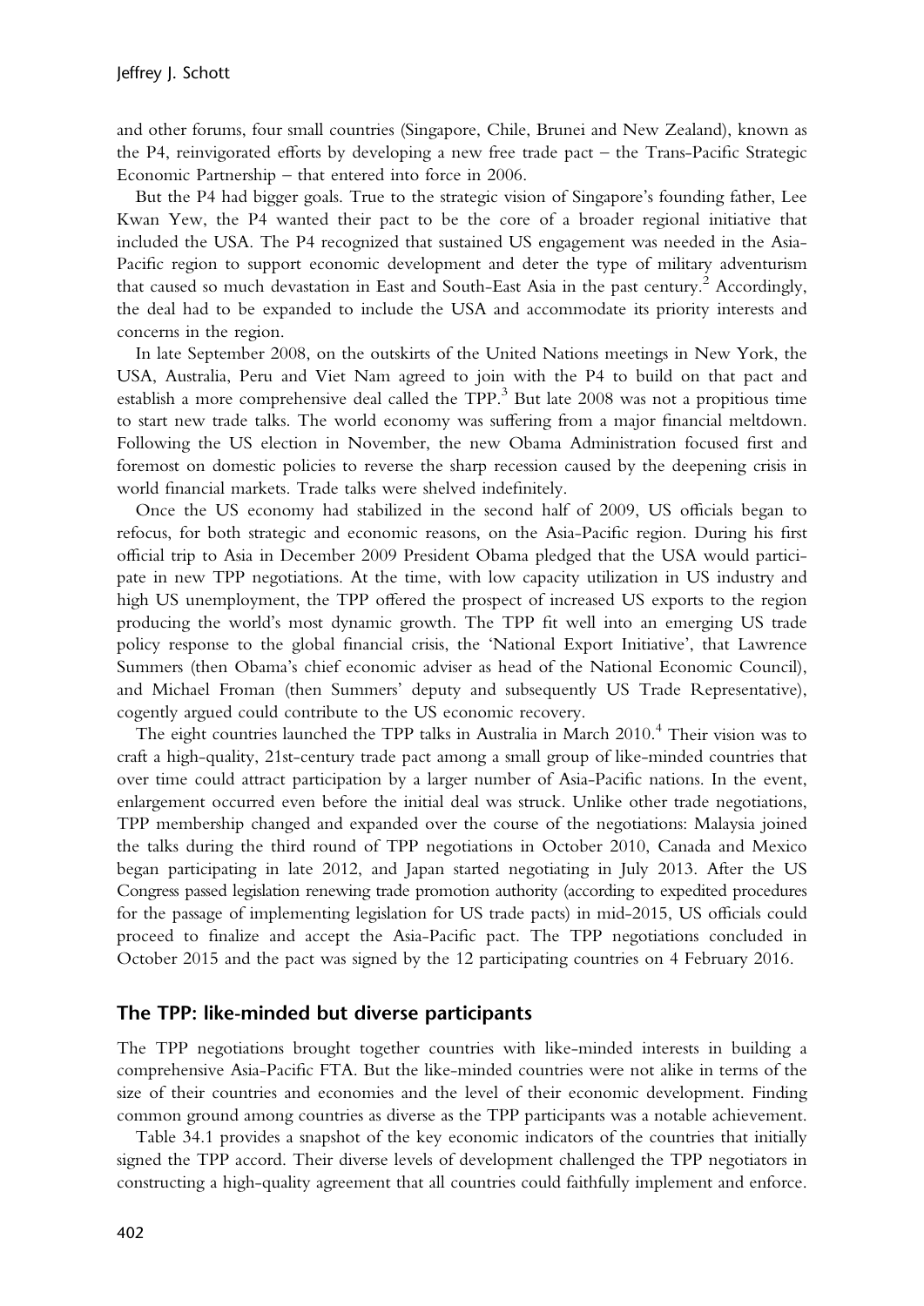and other forums, four small countries (Singapore, Chile, Brunei and New Zealand), known as the P4, reinvigorated efforts by developing a new free trade pact – the Trans-Pacific Strategic Economic Partnership – that entered into force in 2006.

But the P4 had bigger goals. True to the strategic vision of Singapore's founding father, Lee Kwan Yew, the P4 wanted their pact to be the core of a broader regional initiative that included the USA. The P4 recognized that sustained US engagement was needed in the Asia-Pacific region to support economic development and deter the type of military adventurism that caused so much devastation in East and South-East Asia in the past century.[2] Accordingly, the deal had to be expanded to include the USA and accommodate its priority interests and concerns in the region.

In late September 2008, on the outskirts of the United Nations meetings in New York, the USA, Australia, Peru and Viet Nam agreed to join with the P4 to build on that pact and establish a more comprehensive deal called the TPP.[3] But late 2008 was not a propitious time to start new trade talks. The world economy was suffering from a major financial meltdown. Following the US election in November, the new Obama Administration focused first and foremost on domestic policies to reverse the sharp recession caused by the deepening crisis in world financial markets. Trade talks were shelved indefinitely.

Once the US economy had stabilized in the second half of 2009, US officials began to refocus, for both strategic and economic reasons, on the Asia-Pacific region. During his first official trip to Asia in December 2009 President Obama pledged that the USA would participate in new TPP negotiations. At the time, with low capacity utilization in US industry and high US unemployment, the TPP offered the prospect of increased US exports to the region producing the world's most dynamic growth. The TPP fit well into an emerging US trade policy response to the global financial crisis, the 'National Export Initiative', that Lawrence Summers (then Obama's chief economic adviser as head of the National Economic Council), and Michael Froman (then Summers' deputy and subsequently US Trade Representative), cogently argued could contribute to the US economic recovery.

The eight countries launched the TPP talks in Australia in March 2010.[4] Their vision was to craft a high-quality, 21st-century trade pact among a small group of like-minded countries that over time could attract participation by a larger number of Asia-Pacific nations. In the event, enlargement occurred even before the initial deal was struck. Unlike other trade negotiations, TPP membership changed and expanded over the course of the negotiations: Malaysia joined the talks during the third round of TPP negotiations in October 2010, Canada and Mexico began participating in late 2012, and Japan started negotiating in July 2013. After the US Congress passed legislation renewing trade promotion authority (according to expedited procedures for the passage of implementing legislation for US trade pacts) in mid-2015, US officials could proceed to finalize and accept the Asia-Pacific pact. The TPP negotiations concluded in October 2015 and the pact was signed by the 12 participating countries on 4 February 2016.

## The TPP: like-minded but diverse participants

The TPP negotiations brought together countries with like-minded interests in building a comprehensive Asia-Pacific FTA. But the like-minded countries were not alike in terms of the size of their countries and economies and the level of their economic development. Finding common ground among countries as diverse as the TPP participants was a notable achievement.

Table 34.1 provides a snapshot of the key economic indicators of the countries that initially signed the TPP accord. Their diverse levels of development challenged the TPP negotiators in constructing a high-quality agreement that all countries could faithfully implement and enforce.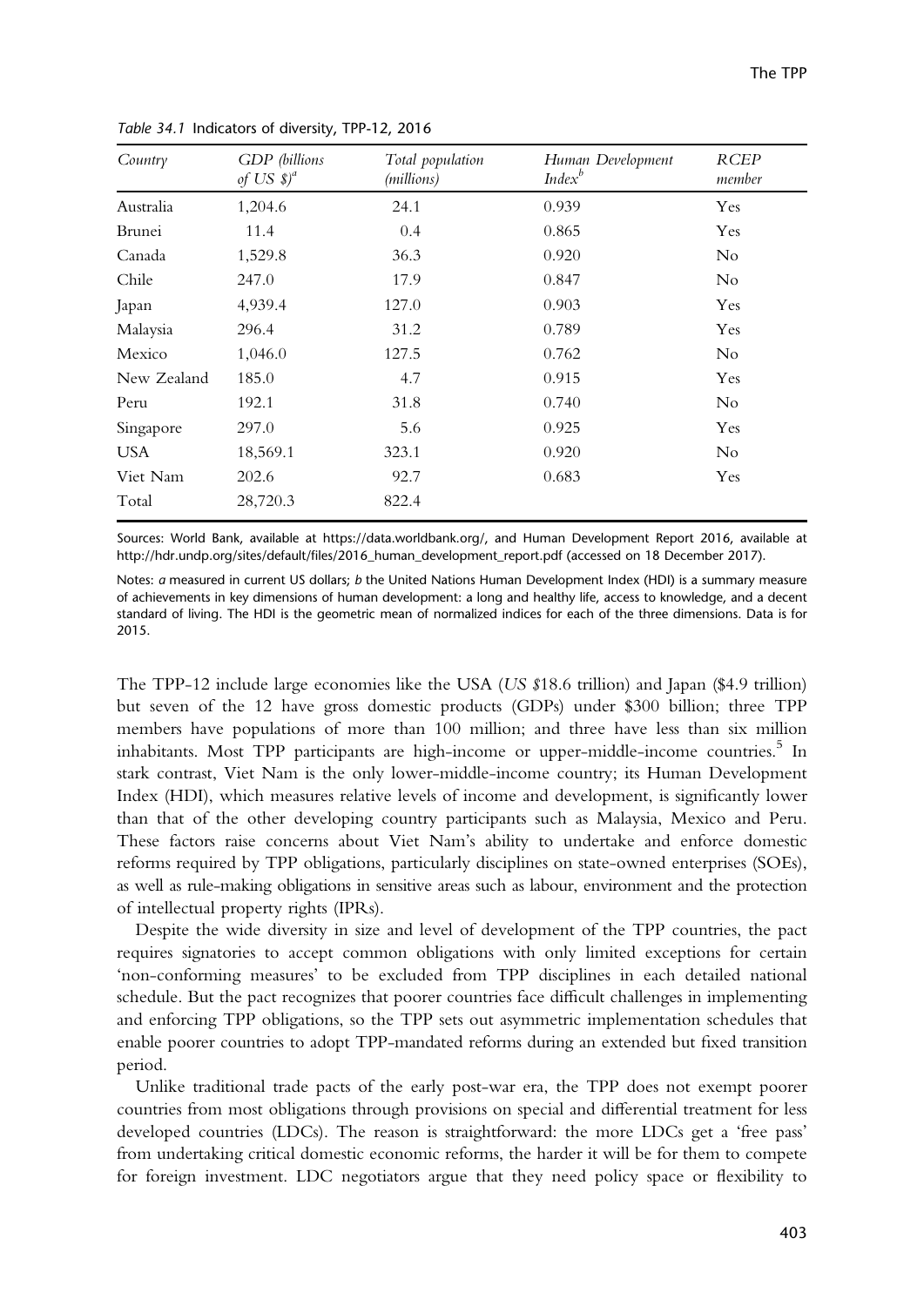*Table 34.1* Indicators of diversity, TPP-12, 2016

| Country | GDP (billions of US $)[a] | Total population (millions) | Human Development Index[b] | RCEP member |
|---|---|---|---|---|
| Australia | 1,204.6 | 24.1 | 0.939 | Yes |
| Brunei | 11.4 | 0.4 | 0.865 | Yes |
| Canada | 1,529.8 | 36.3 | 0.920 | No |
| Chile | 247.0 | 17.9 | 0.847 | No |
| Japan | 4,939.4 | 127.0 | 0.903 | Yes |
| Malaysia | 296.4 | 31.2 | 0.789 | Yes |
| Mexico | 1,046.0 | 127.5 | 0.762 | No |
| New Zealand | 185.0 | 4.7 | 0.915 | Yes |
| Peru | 192.1 | 31.8 | 0.740 | No |
| Singapore | 297.0 | 5.6 | 0.925 | Yes |
| USA | 18,569.1 | 323.1 | 0.920 | No |
| Viet Nam | 202.6 | 92.7 | 0.683 | Yes |
| Total | 28,720.3 | 822.4 | | |

Sources: World Bank, available at https://data.worldbank.org/, and Human Development Report 2016, available at http://hdr.undp.org/sites/default/files/2016_human_development_report.pdf (accessed on 18 December 2017).

Notes: *a* measured in current US dollars; *b* the United Nations Human Development Index (HDI) is a summary measure of achievements in key dimensions of human development: a long and healthy life, access to knowledge, and a decent standard of living. The HDI is the geometric mean of normalized indices for each of the three dimensions. Data is for 2015.

The TPP-12 include large economies like the USA (*US $*18.6 trillion) and Japan ($4.9 trillion) but seven of the 12 have gross domestic products (GDPs) under $300 billion; three TPP members have populations of more than 100 million; and three have less than six million inhabitants. Most TPP participants are high-income or upper-middle-income countries.[5] In stark contrast, Viet Nam is the only lower-middle-income country; its Human Development Index (HDI), which measures relative levels of income and development, is significantly lower than that of the other developing country participants such as Malaysia, Mexico and Peru. These factors raise concerns about Viet Nam's ability to undertake and enforce domestic reforms required by TPP obligations, particularly disciplines on state-owned enterprises (SOEs), as well as rule-making obligations in sensitive areas such as labour, environment and the protection of intellectual property rights (IPRs).

Despite the wide diversity in size and level of development of the TPP countries, the pact requires signatories to accept common obligations with only limited exceptions for certain 'non-conforming measures' to be excluded from TPP disciplines in each detailed national schedule. But the pact recognizes that poorer countries face difficult challenges in implementing and enforcing TPP obligations, so the TPP sets out asymmetric implementation schedules that enable poorer countries to adopt TPP-mandated reforms during an extended but fixed transition period.

Unlike traditional trade pacts of the early post-war era, the TPP does not exempt poorer countries from most obligations through provisions on special and differential treatment for less developed countries (LDCs). The reason is straightforward: the more LDCs get a 'free pass' from undertaking critical domestic economic reforms, the harder it will be for them to compete for foreign investment. LDC negotiators argue that they need policy space or flexibility to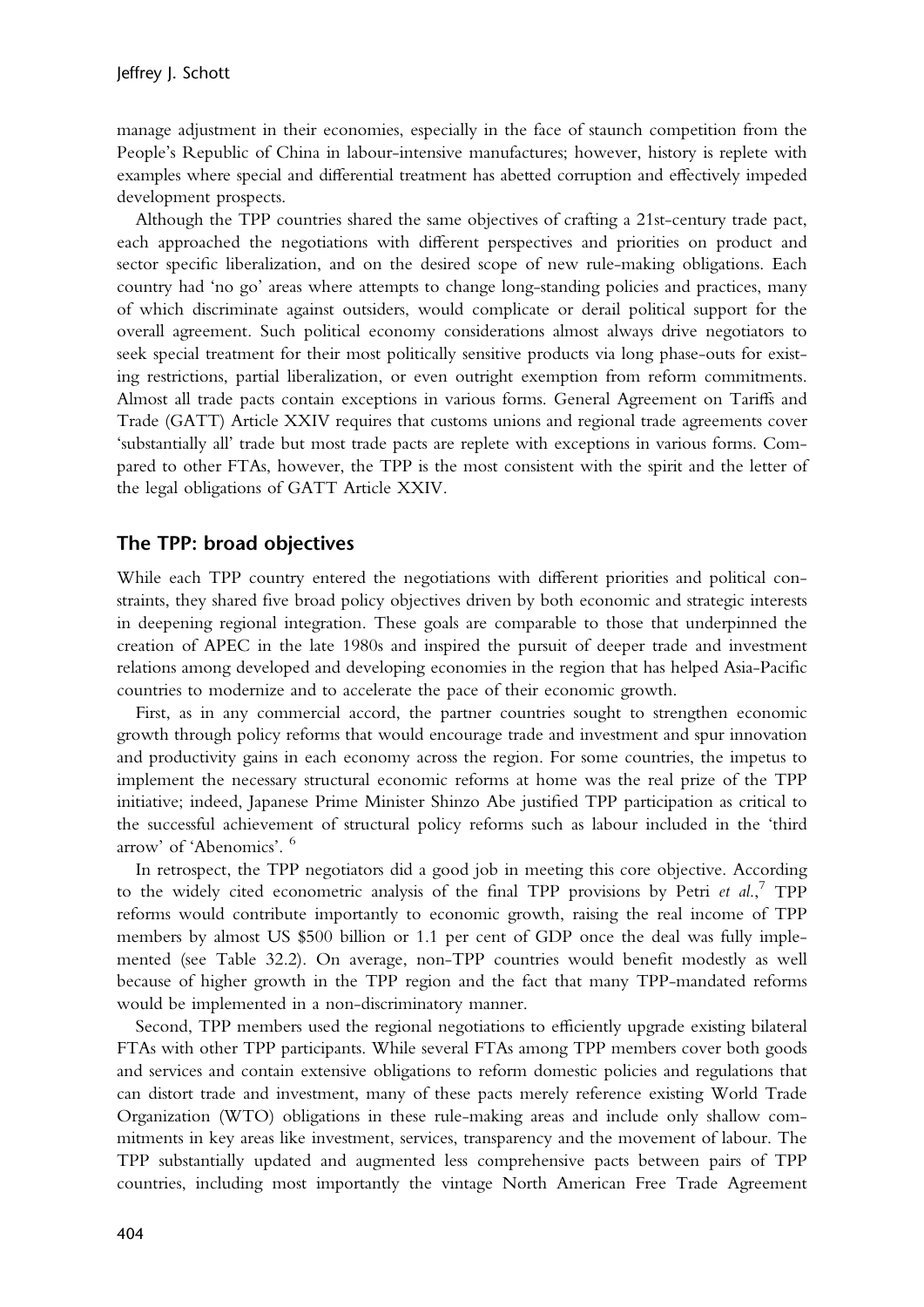manage adjustment in their economies, especially in the face of staunch competition from the People's Republic of China in labour-intensive manufactures; however, history is replete with examples where special and differential treatment has abetted corruption and effectively impeded development prospects.

Although the TPP countries shared the same objectives of crafting a 21st-century trade pact, each approached the negotiations with different perspectives and priorities on product and sector specific liberalization, and on the desired scope of new rule-making obligations. Each country had 'no go' areas where attempts to change long-standing policies and practices, many of which discriminate against outsiders, would complicate or derail political support for the overall agreement. Such political economy considerations almost always drive negotiators to seek special treatment for their most politically sensitive products via long phase-outs for existing restrictions, partial liberalization, or even outright exemption from reform commitments. Almost all trade pacts contain exceptions in various forms. General Agreement on Tariffs and Trade (GATT) Article XXIV requires that customs unions and regional trade agreements cover 'substantially all' trade but most trade pacts are replete with exceptions in various forms. Compared to other FTAs, however, the TPP is the most consistent with the spirit and the letter of the legal obligations of GATT Article XXIV.

## The TPP: broad objectives

While each TPP country entered the negotiations with different priorities and political constraints, they shared five broad policy objectives driven by both economic and strategic interests in deepening regional integration. These goals are comparable to those that underpinned the creation of APEC in the late 1980s and inspired the pursuit of deeper trade and investment relations among developed and developing economies in the region that has helped Asia-Pacific countries to modernize and to accelerate the pace of their economic growth.

First, as in any commercial accord, the partner countries sought to strengthen economic growth through policy reforms that would encourage trade and investment and spur innovation and productivity gains in each economy across the region. For some countries, the impetus to implement the necessary structural economic reforms at home was the real prize of the TPP initiative; indeed, Japanese Prime Minister Shinzo Abe justified TPP participation as critical to the successful achievement of structural policy reforms such as labour included in the 'third arrow' of 'Abenomics'. [6]

In retrospect, the TPP negotiators did a good job in meeting this core objective. According to the widely cited econometric analysis of the final TPP provisions by Petri *et al.*,[7] TPP reforms would contribute importantly to economic growth, raising the real income of TPP members by almost US $500 billion or 1.1 per cent of GDP once the deal was fully implemented (see Table 32.2). On average, non-TPP countries would benefit modestly as well because of higher growth in the TPP region and the fact that many TPP-mandated reforms would be implemented in a non-discriminatory manner.

Second, TPP members used the regional negotiations to efficiently upgrade existing bilateral FTAs with other TPP participants. While several FTAs among TPP members cover both goods and services and contain extensive obligations to reform domestic policies and regulations that can distort trade and investment, many of these pacts merely reference existing World Trade Organization (WTO) obligations in these rule-making areas and include only shallow commitments in key areas like investment, services, transparency and the movement of labour. The TPP substantially updated and augmented less comprehensive pacts between pairs of TPP countries, including most importantly the vintage North American Free Trade Agreement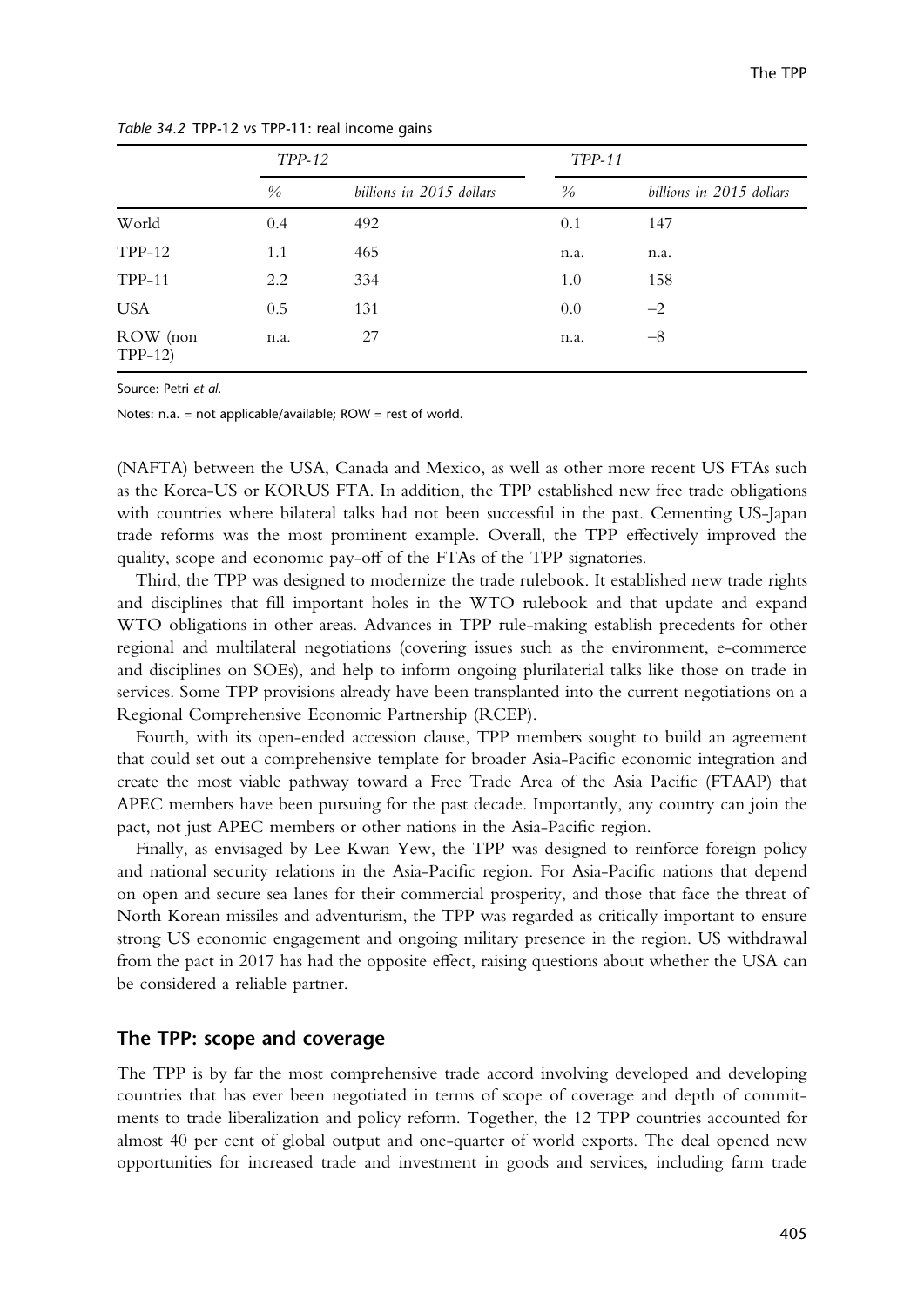*Table 34.2* TPP-12 vs TPP-11: real income gains

| | *TPP-12* | | *TPP-11* | |
|---|---|---|---|---|
| | *%* | *billions in 2015 dollars* | *%* | *billions in 2015 dollars* |
| World | 0.4 | 492 | 0.1 | 147 |
| TPP-12 | 1.1 | 465 | n.a. | n.a. |
| TPP-11 | 2.2 | 334 | 1.0 | 158 |
| USA | 0.5 | 131 | 0.0 | −2 |
| ROW (non TPP-12) | n.a. | 27 | n.a. | −8 |

Source: Petri *et al.*

Notes: n.a. = not applicable/available; ROW = rest of world.

(NAFTA) between the USA, Canada and Mexico, as well as other more recent US FTAs such as the Korea-US or KORUS FTA. In addition, the TPP established new free trade obligations with countries where bilateral talks had not been successful in the past. Cementing US-Japan trade reforms was the most prominent example. Overall, the TPP effectively improved the quality, scope and economic pay-off of the FTAs of the TPP signatories.

Third, the TPP was designed to modernize the trade rulebook. It established new trade rights and disciplines that fill important holes in the WTO rulebook and that update and expand WTO obligations in other areas. Advances in TPP rule-making establish precedents for other regional and multilateral negotiations (covering issues such as the environment, e-commerce and disciplines on SOEs), and help to inform ongoing plurilaterial talks like those on trade in services. Some TPP provisions already have been transplanted into the current negotiations on a Regional Comprehensive Economic Partnership (RCEP).

Fourth, with its open-ended accession clause, TPP members sought to build an agreement that could set out a comprehensive template for broader Asia-Pacific economic integration and create the most viable pathway toward a Free Trade Area of the Asia Pacific (FTAAP) that APEC members have been pursuing for the past decade. Importantly, any country can join the pact, not just APEC members or other nations in the Asia-Pacific region.

Finally, as envisaged by Lee Kwan Yew, the TPP was designed to reinforce foreign policy and national security relations in the Asia-Pacific region. For Asia-Pacific nations that depend on open and secure sea lanes for their commercial prosperity, and those that face the threat of North Korean missiles and adventurism, the TPP was regarded as critically important to ensure strong US economic engagement and ongoing military presence in the region. US withdrawal from the pact in 2017 has had the opposite effect, raising questions about whether the USA can be considered a reliable partner.

## The TPP: scope and coverage

The TPP is by far the most comprehensive trade accord involving developed and developing countries that has ever been negotiated in terms of scope of coverage and depth of commitments to trade liberalization and policy reform. Together, the 12 TPP countries accounted for almost 40 per cent of global output and one-quarter of world exports. The deal opened new opportunities for increased trade and investment in goods and services, including farm trade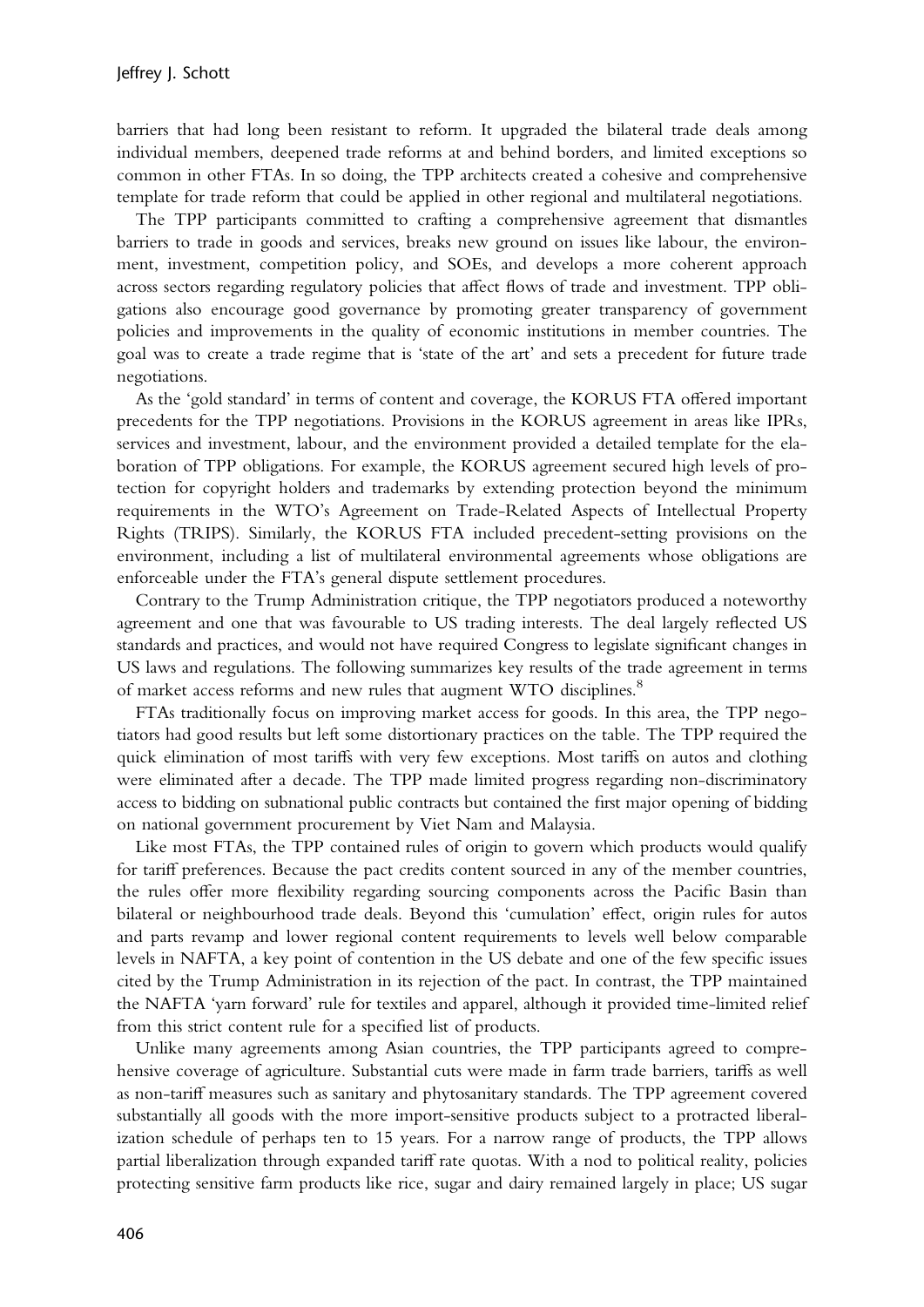barriers that had long been resistant to reform. It upgraded the bilateral trade deals among individual members, deepened trade reforms at and behind borders, and limited exceptions so common in other FTAs. In so doing, the TPP architects created a cohesive and comprehensive template for trade reform that could be applied in other regional and multilateral negotiations.

The TPP participants committed to crafting a comprehensive agreement that dismantles barriers to trade in goods and services, breaks new ground on issues like labour, the environment, investment, competition policy, and SOEs, and develops a more coherent approach across sectors regarding regulatory policies that affect flows of trade and investment. TPP obligations also encourage good governance by promoting greater transparency of government policies and improvements in the quality of economic institutions in member countries. The goal was to create a trade regime that is 'state of the art' and sets a precedent for future trade negotiations.

As the 'gold standard' in terms of content and coverage, the KORUS FTA offered important precedents for the TPP negotiations. Provisions in the KORUS agreement in areas like IPRs, services and investment, labour, and the environment provided a detailed template for the elaboration of TPP obligations. For example, the KORUS agreement secured high levels of protection for copyright holders and trademarks by extending protection beyond the minimum requirements in the WTO's Agreement on Trade-Related Aspects of Intellectual Property Rights (TRIPS). Similarly, the KORUS FTA included precedent-setting provisions on the environment, including a list of multilateral environmental agreements whose obligations are enforceable under the FTA's general dispute settlement procedures.

Contrary to the Trump Administration critique, the TPP negotiators produced a noteworthy agreement and one that was favourable to US trading interests. The deal largely reflected US standards and practices, and would not have required Congress to legislate significant changes in US laws and regulations. The following summarizes key results of the trade agreement in terms of market access reforms and new rules that augment WTO disciplines.[8]

FTAs traditionally focus on improving market access for goods. In this area, the TPP negotiators had good results but left some distortionary practices on the table. The TPP required the quick elimination of most tariffs with very few exceptions. Most tariffs on autos and clothing were eliminated after a decade. The TPP made limited progress regarding non-discriminatory access to bidding on subnational public contracts but contained the first major opening of bidding on national government procurement by Viet Nam and Malaysia.

Like most FTAs, the TPP contained rules of origin to govern which products would qualify for tariff preferences. Because the pact credits content sourced in any of the member countries, the rules offer more flexibility regarding sourcing components across the Pacific Basin than bilateral or neighbourhood trade deals. Beyond this 'cumulation' effect, origin rules for autos and parts revamp and lower regional content requirements to levels well below comparable levels in NAFTA, a key point of contention in the US debate and one of the few specific issues cited by the Trump Administration in its rejection of the pact. In contrast, the TPP maintained the NAFTA 'yarn forward' rule for textiles and apparel, although it provided time-limited relief from this strict content rule for a specified list of products.

Unlike many agreements among Asian countries, the TPP participants agreed to comprehensive coverage of agriculture. Substantial cuts were made in farm trade barriers, tariffs as well as non-tariff measures such as sanitary and phytosanitary standards. The TPP agreement covered substantially all goods with the more import-sensitive products subject to a protracted liberalization schedule of perhaps ten to 15 years. For a narrow range of products, the TPP allows partial liberalization through expanded tariff rate quotas. With a nod to political reality, policies protecting sensitive farm products like rice, sugar and dairy remained largely in place; US sugar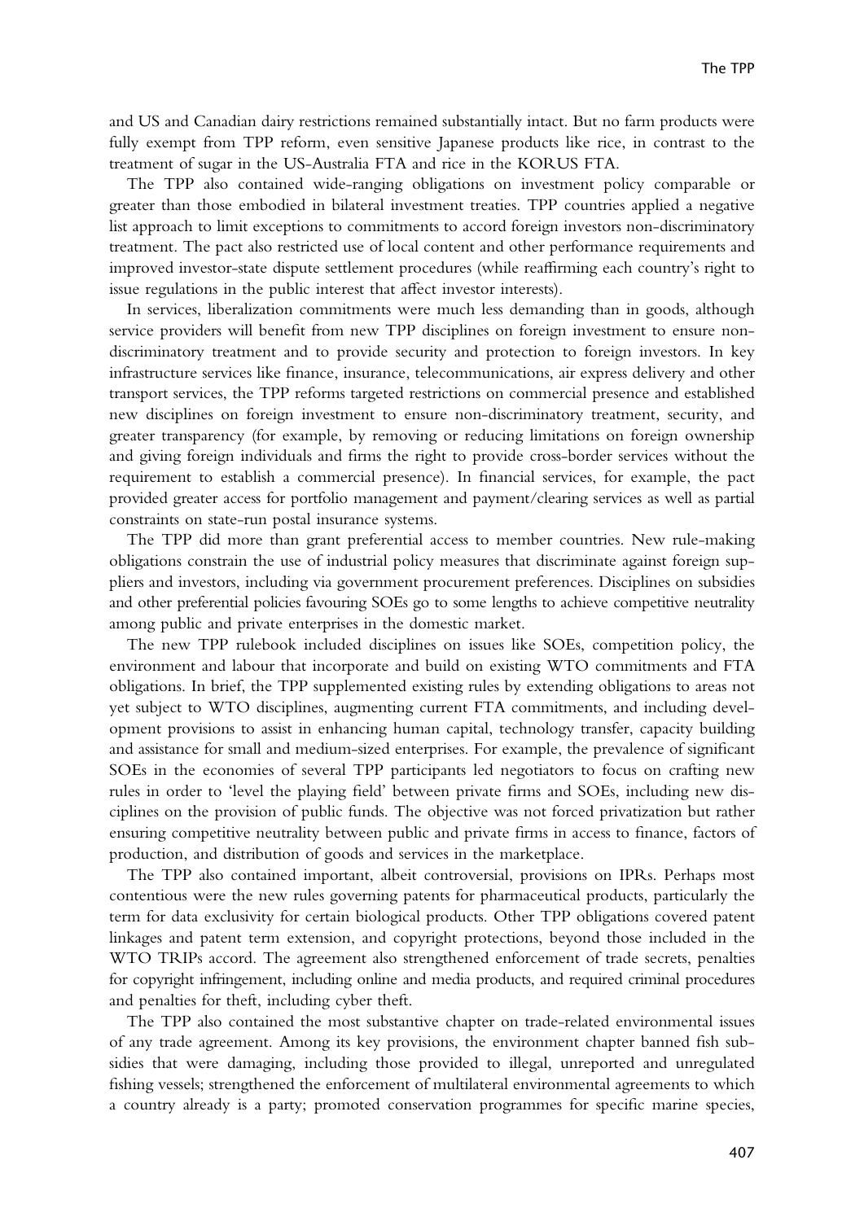and US and Canadian dairy restrictions remained substantially intact. But no farm products were fully exempt from TPP reform, even sensitive Japanese products like rice, in contrast to the treatment of sugar in the US-Australia FTA and rice in the KORUS FTA.

The TPP also contained wide-ranging obligations on investment policy comparable or greater than those embodied in bilateral investment treaties. TPP countries applied a negative list approach to limit exceptions to commitments to accord foreign investors non-discriminatory treatment. The pact also restricted use of local content and other performance requirements and improved investor-state dispute settlement procedures (while reaffirming each country's right to issue regulations in the public interest that affect investor interests).

In services, liberalization commitments were much less demanding than in goods, although service providers will benefit from new TPP disciplines on foreign investment to ensure non-discriminatory treatment and to provide security and protection to foreign investors. In key infrastructure services like finance, insurance, telecommunications, air express delivery and other transport services, the TPP reforms targeted restrictions on commercial presence and established new disciplines on foreign investment to ensure non-discriminatory treatment, security, and greater transparency (for example, by removing or reducing limitations on foreign ownership and giving foreign individuals and firms the right to provide cross-border services without the requirement to establish a commercial presence). In financial services, for example, the pact provided greater access for portfolio management and payment/clearing services as well as partial constraints on state-run postal insurance systems.

The TPP did more than grant preferential access to member countries. New rule-making obligations constrain the use of industrial policy measures that discriminate against foreign suppliers and investors, including via government procurement preferences. Disciplines on subsidies and other preferential policies favouring SOEs go to some lengths to achieve competitive neutrality among public and private enterprises in the domestic market.

The new TPP rulebook included disciplines on issues like SOEs, competition policy, the environment and labour that incorporate and build on existing WTO commitments and FTA obligations. In brief, the TPP supplemented existing rules by extending obligations to areas not yet subject to WTO disciplines, augmenting current FTA commitments, and including development provisions to assist in enhancing human capital, technology transfer, capacity building and assistance for small and medium-sized enterprises. For example, the prevalence of significant SOEs in the economies of several TPP participants led negotiators to focus on crafting new rules in order to 'level the playing field' between private firms and SOEs, including new disciplines on the provision of public funds. The objective was not forced privatization but rather ensuring competitive neutrality between public and private firms in access to finance, factors of production, and distribution of goods and services in the marketplace.

The TPP also contained important, albeit controversial, provisions on IPRs. Perhaps most contentious were the new rules governing patents for pharmaceutical products, particularly the term for data exclusivity for certain biological products. Other TPP obligations covered patent linkages and patent term extension, and copyright protections, beyond those included in the WTO TRIPs accord. The agreement also strengthened enforcement of trade secrets, penalties for copyright infringement, including online and media products, and required criminal procedures and penalties for theft, including cyber theft.

The TPP also contained the most substantive chapter on trade-related environmental issues of any trade agreement. Among its key provisions, the environment chapter banned fish subsidies that were damaging, including those provided to illegal, unreported and unregulated fishing vessels; strengthened the enforcement of multilateral environmental agreements to which a country already is a party; promoted conservation programmes for specific marine species,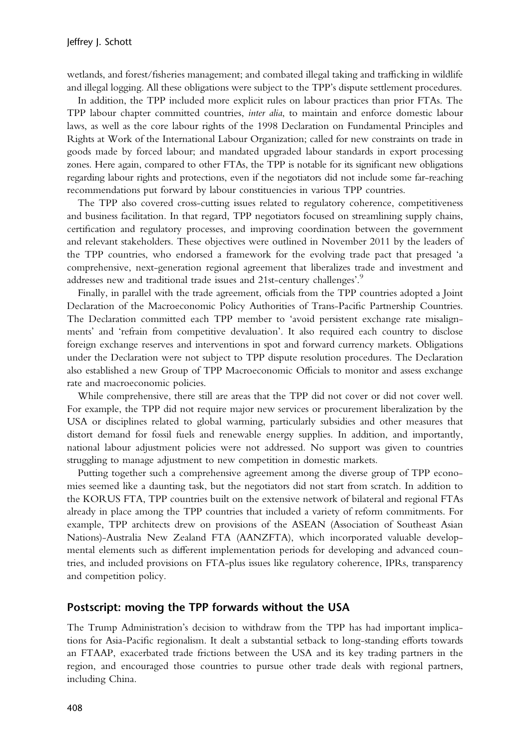wetlands, and forest/fisheries management; and combated illegal taking and trafficking in wildlife and illegal logging. All these obligations were subject to the TPP's dispute settlement procedures.

In addition, the TPP included more explicit rules on labour practices than prior FTAs. The TPP labour chapter committed countries, *inter alia*, to maintain and enforce domestic labour laws, as well as the core labour rights of the 1998 Declaration on Fundamental Principles and Rights at Work of the International Labour Organization; called for new constraints on trade in goods made by forced labour; and mandated upgraded labour standards in export processing zones. Here again, compared to other FTAs, the TPP is notable for its significant new obligations regarding labour rights and protections, even if the negotiators did not include some far-reaching recommendations put forward by labour constituencies in various TPP countries.

The TPP also covered cross-cutting issues related to regulatory coherence, competitiveness and business facilitation. In that regard, TPP negotiators focused on streamlining supply chains, certification and regulatory processes, and improving coordination between the government and relevant stakeholders. These objectives were outlined in November 2011 by the leaders of the TPP countries, who endorsed a framework for the evolving trade pact that presaged 'a comprehensive, next-generation regional agreement that liberalizes trade and investment and addresses new and traditional trade issues and 21st-century challenges'.[9]

Finally, in parallel with the trade agreement, officials from the TPP countries adopted a Joint Declaration of the Macroeconomic Policy Authorities of Trans-Pacific Partnership Countries. The Declaration committed each TPP member to 'avoid persistent exchange rate misalignments' and 'refrain from competitive devaluation'. It also required each country to disclose foreign exchange reserves and interventions in spot and forward currency markets. Obligations under the Declaration were not subject to TPP dispute resolution procedures. The Declaration also established a new Group of TPP Macroeconomic Officials to monitor and assess exchange rate and macroeconomic policies.

While comprehensive, there still are areas that the TPP did not cover or did not cover well. For example, the TPP did not require major new services or procurement liberalization by the USA or disciplines related to global warming, particularly subsidies and other measures that distort demand for fossil fuels and renewable energy supplies. In addition, and importantly, national labour adjustment policies were not addressed. No support was given to countries struggling to manage adjustment to new competition in domestic markets.

Putting together such a comprehensive agreement among the diverse group of TPP economies seemed like a daunting task, but the negotiators did not start from scratch. In addition to the KORUS FTA, TPP countries built on the extensive network of bilateral and regional FTAs already in place among the TPP countries that included a variety of reform commitments. For example, TPP architects drew on provisions of the ASEAN (Association of Southeast Asian Nations)-Australia New Zealand FTA (AANZFTA), which incorporated valuable developmental elements such as different implementation periods for developing and advanced countries, and included provisions on FTA-plus issues like regulatory coherence, IPRs, transparency and competition policy.

## Postscript: moving the TPP forwards without the USA

The Trump Administration's decision to withdraw from the TPP has had important implications for Asia-Pacific regionalism. It dealt a substantial setback to long-standing efforts towards an FTAAP, exacerbated trade frictions between the USA and its key trading partners in the region, and encouraged those countries to pursue other trade deals with regional partners, including China.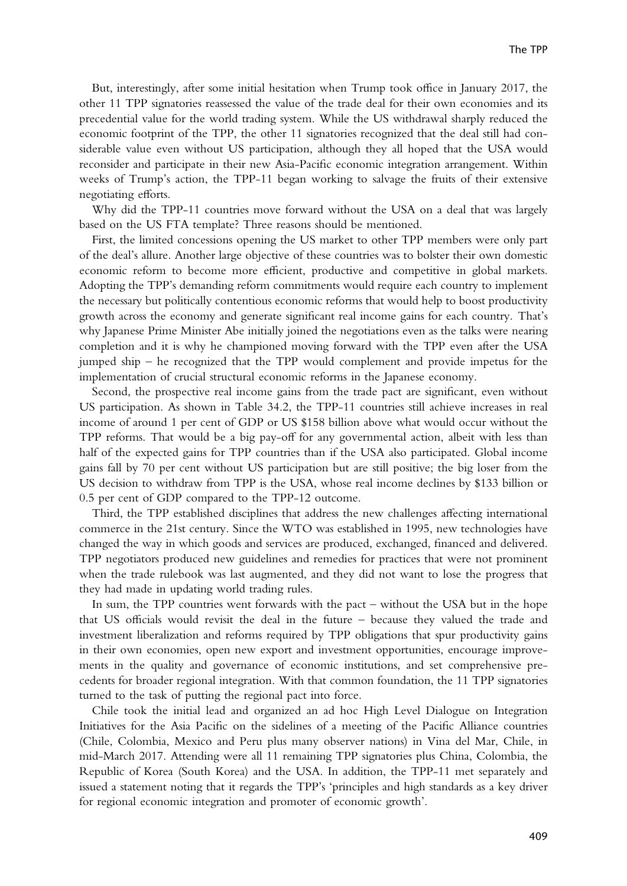But, interestingly, after some initial hesitation when Trump took office in January 2017, the other 11 TPP signatories reassessed the value of the trade deal for their own economies and its precedential value for the world trading system. While the US withdrawal sharply reduced the economic footprint of the TPP, the other 11 signatories recognized that the deal still had considerable value even without US participation, although they all hoped that the USA would reconsider and participate in their new Asia-Pacific economic integration arrangement. Within weeks of Trump's action, the TPP-11 began working to salvage the fruits of their extensive negotiating efforts.

Why did the TPP-11 countries move forward without the USA on a deal that was largely based on the US FTA template? Three reasons should be mentioned.

First, the limited concessions opening the US market to other TPP members were only part of the deal's allure. Another large objective of these countries was to bolster their own domestic economic reform to become more efficient, productive and competitive in global markets. Adopting the TPP's demanding reform commitments would require each country to implement the necessary but politically contentious economic reforms that would help to boost productivity growth across the economy and generate significant real income gains for each country. That's why Japanese Prime Minister Abe initially joined the negotiations even as the talks were nearing completion and it is why he championed moving forward with the TPP even after the USA jumped ship – he recognized that the TPP would complement and provide impetus for the implementation of crucial structural economic reforms in the Japanese economy.

Second, the prospective real income gains from the trade pact are significant, even without US participation. As shown in Table 34.2, the TPP-11 countries still achieve increases in real income of around 1 per cent of GDP or US \$158 billion above what would occur without the TPP reforms. That would be a big pay-off for any governmental action, albeit with less than half of the expected gains for TPP countries than if the USA also participated. Global income gains fall by 70 per cent without US participation but are still positive; the big loser from the US decision to withdraw from TPP is the USA, whose real income declines by \$133 billion or 0.5 per cent of GDP compared to the TPP-12 outcome.

Third, the TPP established disciplines that address the new challenges affecting international commerce in the 21st century. Since the WTO was established in 1995, new technologies have changed the way in which goods and services are produced, exchanged, financed and delivered. TPP negotiators produced new guidelines and remedies for practices that were not prominent when the trade rulebook was last augmented, and they did not want to lose the progress that they had made in updating world trading rules.

In sum, the TPP countries went forwards with the pact – without the USA but in the hope that US officials would revisit the deal in the future – because they valued the trade and investment liberalization and reforms required by TPP obligations that spur productivity gains in their own economies, open new export and investment opportunities, encourage improvements in the quality and governance of economic institutions, and set comprehensive precedents for broader regional integration. With that common foundation, the 11 TPP signatories turned to the task of putting the regional pact into force.

Chile took the initial lead and organized an ad hoc High Level Dialogue on Integration Initiatives for the Asia Pacific on the sidelines of a meeting of the Pacific Alliance countries (Chile, Colombia, Mexico and Peru plus many observer nations) in Vina del Mar, Chile, in mid-March 2017. Attending were all 11 remaining TPP signatories plus China, Colombia, the Republic of Korea (South Korea) and the USA. In addition, the TPP-11 met separately and issued a statement noting that it regards the TPP's 'principles and high standards as a key driver for regional economic integration and promoter of economic growth'.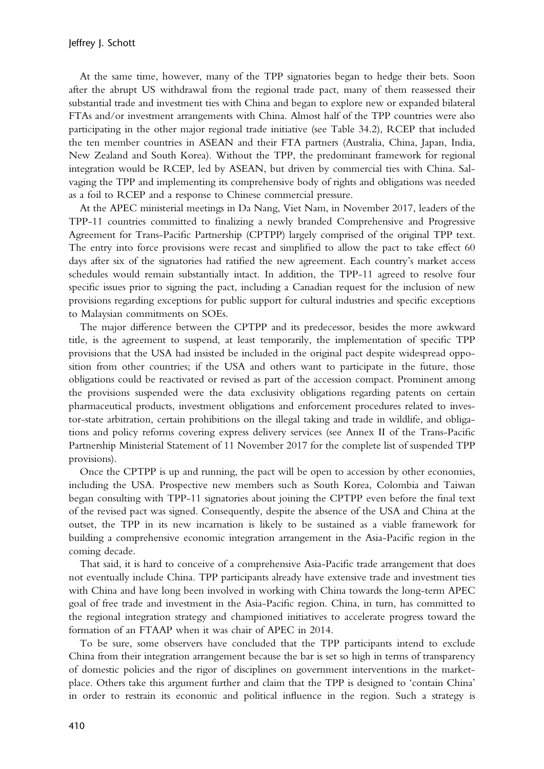At the same time, however, many of the TPP signatories began to hedge their bets. Soon after the abrupt US withdrawal from the regional trade pact, many of them reassessed their substantial trade and investment ties with China and began to explore new or expanded bilateral FTAs and/or investment arrangements with China. Almost half of the TPP countries were also participating in the other major regional trade initiative (see Table 34.2), RCEP that included the ten member countries in ASEAN and their FTA partners (Australia, China, Japan, India, New Zealand and South Korea). Without the TPP, the predominant framework for regional integration would be RCEP, led by ASEAN, but driven by commercial ties with China. Salvaging the TPP and implementing its comprehensive body of rights and obligations was needed as a foil to RCEP and a response to Chinese commercial pressure.

At the APEC ministerial meetings in Da Nang, Viet Nam, in November 2017, leaders of the TPP-11 countries committed to finalizing a newly branded Comprehensive and Progressive Agreement for Trans-Pacific Partnership (CPTPP) largely comprised of the original TPP text. The entry into force provisions were recast and simplified to allow the pact to take effect 60 days after six of the signatories had ratified the new agreement. Each country's market access schedules would remain substantially intact. In addition, the TPP-11 agreed to resolve four specific issues prior to signing the pact, including a Canadian request for the inclusion of new provisions regarding exceptions for public support for cultural industries and specific exceptions to Malaysian commitments on SOEs.

The major difference between the CPTPP and its predecessor, besides the more awkward title, is the agreement to suspend, at least temporarily, the implementation of specific TPP provisions that the USA had insisted be included in the original pact despite widespread opposition from other countries; if the USA and others want to participate in the future, those obligations could be reactivated or revised as part of the accession compact. Prominent among the provisions suspended were the data exclusivity obligations regarding patents on certain pharmaceutical products, investment obligations and enforcement procedures related to investor-state arbitration, certain prohibitions on the illegal taking and trade in wildlife, and obligations and policy reforms covering express delivery services (see Annex II of the Trans-Pacific Partnership Ministerial Statement of 11 November 2017 for the complete list of suspended TPP provisions).

Once the CPTPP is up and running, the pact will be open to accession by other economies, including the USA. Prospective new members such as South Korea, Colombia and Taiwan began consulting with TPP-11 signatories about joining the CPTPP even before the final text of the revised pact was signed. Consequently, despite the absence of the USA and China at the outset, the TPP in its new incarnation is likely to be sustained as a viable framework for building a comprehensive economic integration arrangement in the Asia-Pacific region in the coming decade.

That said, it is hard to conceive of a comprehensive Asia-Pacific trade arrangement that does not eventually include China. TPP participants already have extensive trade and investment ties with China and have long been involved in working with China towards the long-term APEC goal of free trade and investment in the Asia-Pacific region. China, in turn, has committed to the regional integration strategy and championed initiatives to accelerate progress toward the formation of an FTAAP when it was chair of APEC in 2014.

To be sure, some observers have concluded that the TPP participants intend to exclude China from their integration arrangement because the bar is set so high in terms of transparency of domestic policies and the rigor of disciplines on government interventions in the marketplace. Others take this argument further and claim that the TPP is designed to 'contain China' in order to restrain its economic and political influence in the region. Such a strategy is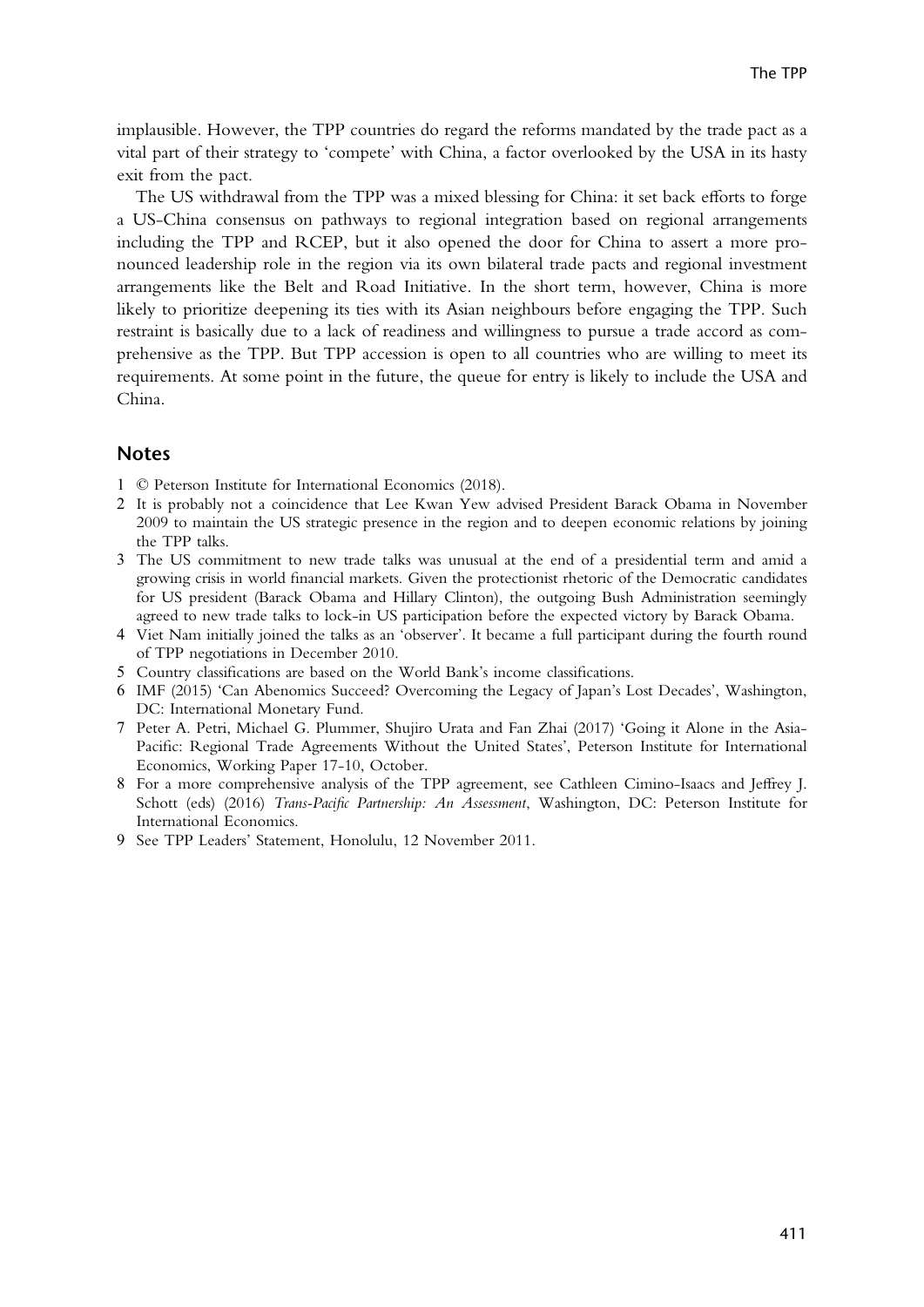implausible. However, the TPP countries do regard the reforms mandated by the trade pact as a vital part of their strategy to 'compete' with China, a factor overlooked by the USA in its hasty exit from the pact.

The US withdrawal from the TPP was a mixed blessing for China: it set back efforts to forge a US-China consensus on pathways to regional integration based on regional arrangements including the TPP and RCEP, but it also opened the door for China to assert a more pronounced leadership role in the region via its own bilateral trade pacts and regional investment arrangements like the Belt and Road Initiative. In the short term, however, China is more likely to prioritize deepening its ties with its Asian neighbours before engaging the TPP. Such restraint is basically due to a lack of readiness and willingness to pursue a trade accord as comprehensive as the TPP. But TPP accession is open to all countries who are willing to meet its requirements. At some point in the future, the queue for entry is likely to include the USA and China.

## Notes

1 © Peterson Institute for International Economics (2018).

2 It is probably not a coincidence that Lee Kwan Yew advised President Barack Obama in November 2009 to maintain the US strategic presence in the region and to deepen economic relations by joining the TPP talks.

3 The US commitment to new trade talks was unusual at the end of a presidential term and amid a growing crisis in world financial markets. Given the protectionist rhetoric of the Democratic candidates for US president (Barack Obama and Hillary Clinton), the outgoing Bush Administration seemingly agreed to new trade talks to lock-in US participation before the expected victory by Barack Obama.

4 Viet Nam initially joined the talks as an 'observer'. It became a full participant during the fourth round of TPP negotiations in December 2010.

5 Country classifications are based on the World Bank's income classifications.

6 IMF (2015) 'Can Abenomics Succeed? Overcoming the Legacy of Japan's Lost Decades', Washington, DC: International Monetary Fund.

7 Peter A. Petri, Michael G. Plummer, Shujiro Urata and Fan Zhai (2017) 'Going it Alone in the Asia-Pacific: Regional Trade Agreements Without the United States', Peterson Institute for International Economics, Working Paper 17-10, October.

8 For a more comprehensive analysis of the TPP agreement, see Cathleen Cimino-Isaacs and Jeffrey J. Schott (eds) (2016) *Trans-Pacific Partnership: An Assessment*, Washington, DC: Peterson Institute for International Economics.

9 See TPP Leaders' Statement, Honolulu, 12 November 2011.